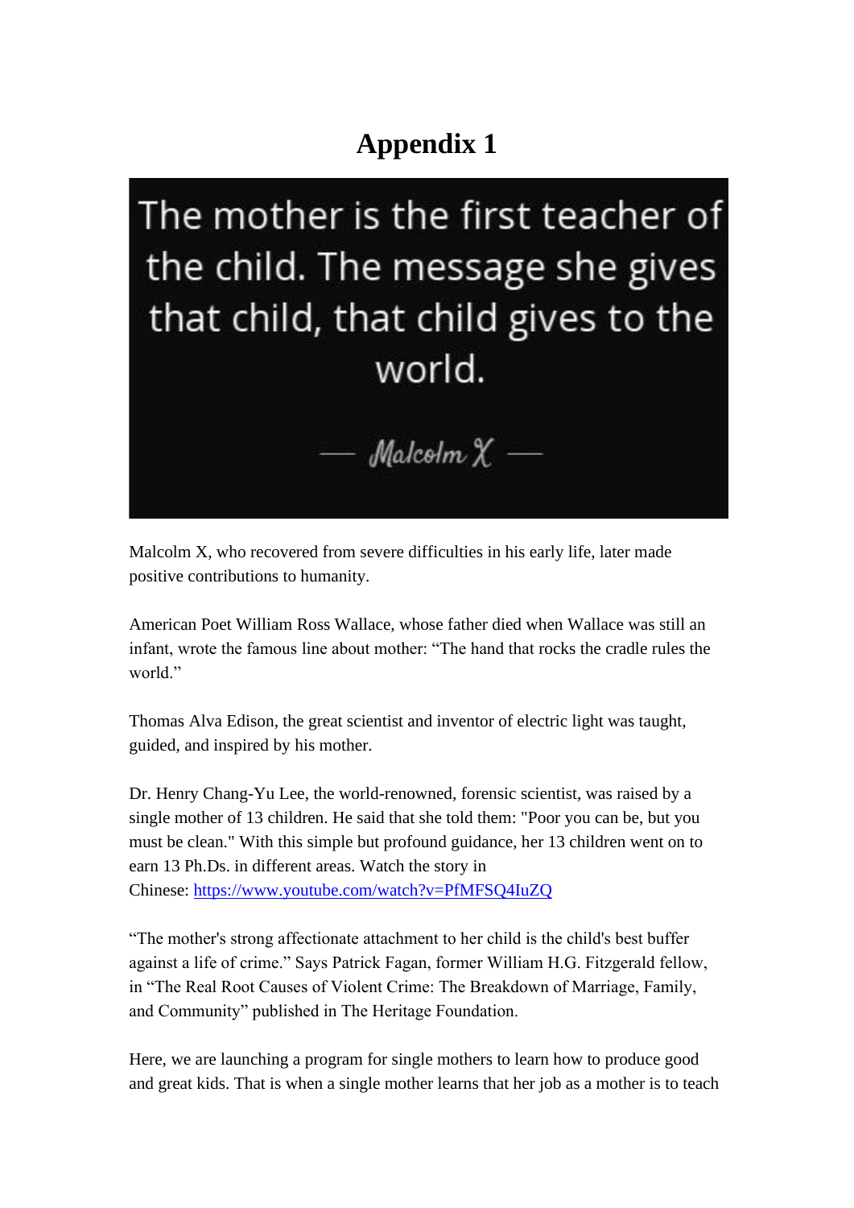# Appendix 1

The mother is the first teacher of the child. The message she gives that child, that child gives to the world.

— Malcolm X —

Malcolm X, who recovered from severe difficulties in his early life, later made positive contributions to humanity.

American Poet William Ross Wallace, whose father died when Wallace was still an infant, wrote the famous line about mother: “The hand that rocks the cradle rules the world.”

Thomas Alva Edison, the great scientist and inventor of electric light was taught, guided, and inspired by his mother.

Dr. Henry Chang-Yu Lee, the world-renowned, forensic scientist, was raised by a single mother of 13 children. He said that she told them: "Poor you can be, but you must be clean." With this simple but profound guidance, her 13 children went on to earn 13 Ph.Ds. in different areas. Watch the story in Chinese: [https://www.youtube.com/watch?v=PfMFSQ4IuZQ](https://www.youtube.com/watch?v=PfMFSQ4IuZQ)

“The mother's strong affectionate attachment to her child is the child's best buffer against a life of crime.” Says Patrick Fagan, former William H.G. Fitzgerald fellow, in “The Real Root Causes of Violent Crime: The Breakdown of Marriage, Family, and Community” published in The Heritage Foundation.

Here, we are launching a program for single mothers to learn how to produce good and great kids. That is when a single mother learns that her job as a mother is to teach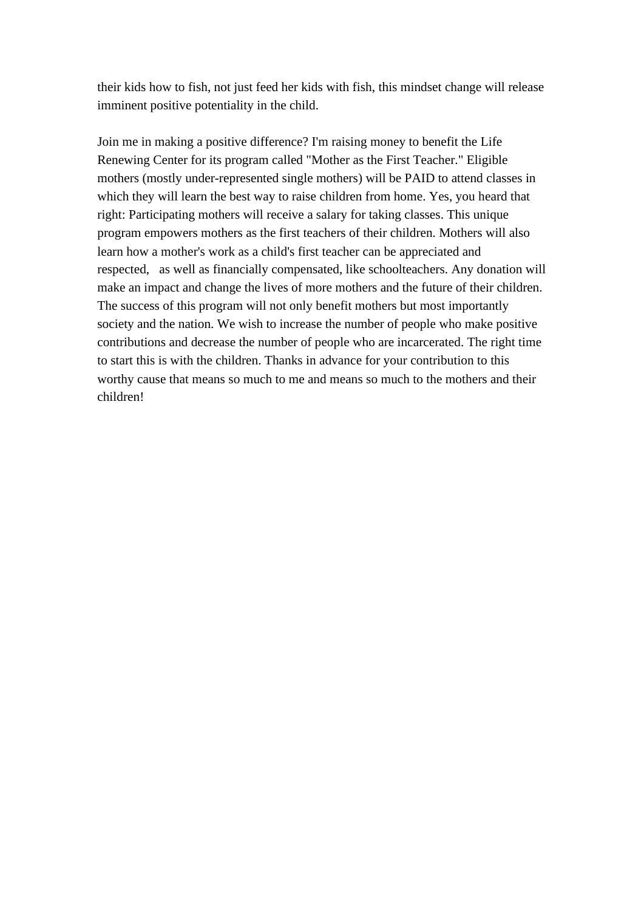their kids how to fish, not just feed her kids with fish, this mindset change will release imminent positive potentiality in the child.

Join me in making a positive difference? I'm raising money to benefit the Life Renewing Center for its program called "Mother as the First Teacher." Eligible mothers (mostly under-represented single mothers) will be PAID to attend classes in which they will learn the best way to raise children from home. Yes, you heard that right: Participating mothers will receive a salary for taking classes. This unique program empowers mothers as the first teachers of their children. Mothers will also learn how a mother's work as a child's first teacher can be appreciated and respected, as well as financially compensated, like schoolteachers. Any donation will make an impact and change the lives of more mothers and the future of their children. The success of this program will not only benefit mothers but most importantly society and the nation. We wish to increase the number of people who make positive contributions and decrease the number of people who are incarcerated. The right time to start this is with the children. Thanks in advance for your contribution to this worthy cause that means so much to me and means so much to the mothers and their children!